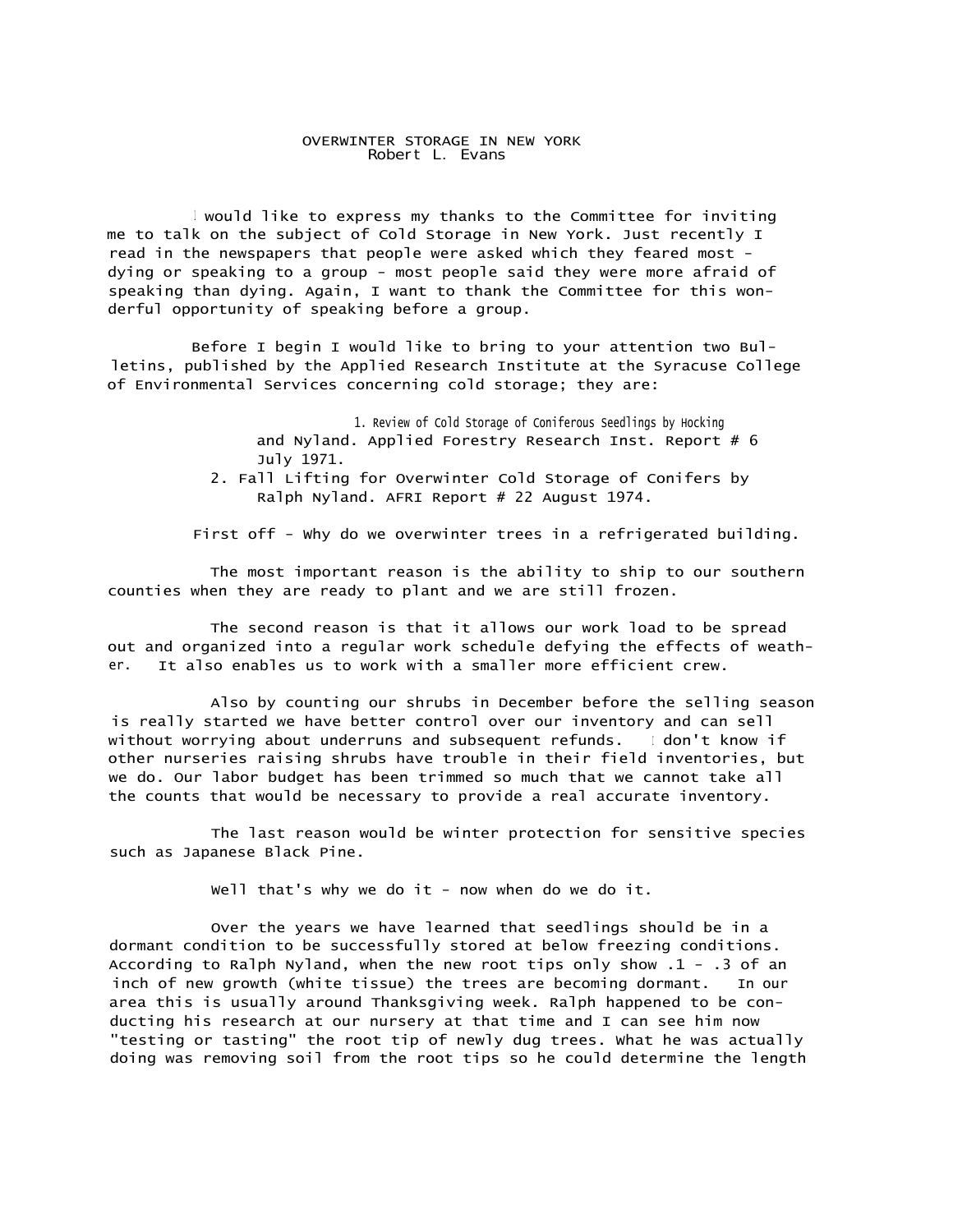# OVERWINTER STORAGE IN NEW YORK

Robert L. Evans

I would like to express my thanks to the Committee for inviting me to talk on the subject of Cold Storage in New York. Just recently I read in the newspapers that people were asked which they feared most - dying or speaking to a group - most people said they were more afraid of speaking than dying. Again, I want to thank the Committee for this wonderful opportunity of speaking before a group.

Before I begin I would like to bring to your attention two Bulletins, published by the Applied Research Institute at the Syracuse College of Environmental Services concerning cold storage; they are:

1. Review of Cold Storage of Coniferous Seedlings by Hocking and Nyland. Applied Forestry Research Inst. Report # 6 July 1971.
2. Fall Lifting for Overwinter Cold Storage of Conifers by Ralph Nyland. AFRI Report # 22 August 1974.

First off - Why do we overwinter trees in a refrigerated building.

The most important reason is the ability to ship to our southern counties when they are ready to plant and we are still frozen.

The second reason is that it allows our work load to be spread out and organized into a regular work schedule defying the effects of weather. It also enables us to work with a smaller more efficient crew.

Also by counting our shrubs in December before the selling season is really started we have better control over our inventory and can sell without worrying about underruns and subsequent refunds. I don't know if other nurseries raising shrubs have trouble in their field inventories, but we do. Our labor budget has been trimmed so much that we cannot take all the counts that would be necessary to provide a real accurate inventory.

The last reason would be winter protection for sensitive species such as Japanese Black Pine.

Well that's why we do it - now when do we do it.

Over the years we have learned that seedlings should be in a dormant condition to be successfully stored at below freezing conditions. According to Ralph Nyland, when the new root tips only show .1 - .3 of an inch of new growth (white tissue) the trees are becoming dormant. In our area this is usually around Thanksgiving week. Ralph happened to be conducting his research at our nursery at that time and I can see him now "testing or tasting" the root tip of newly dug trees. What he was actually doing was removing soil from the root tips so he could determine the length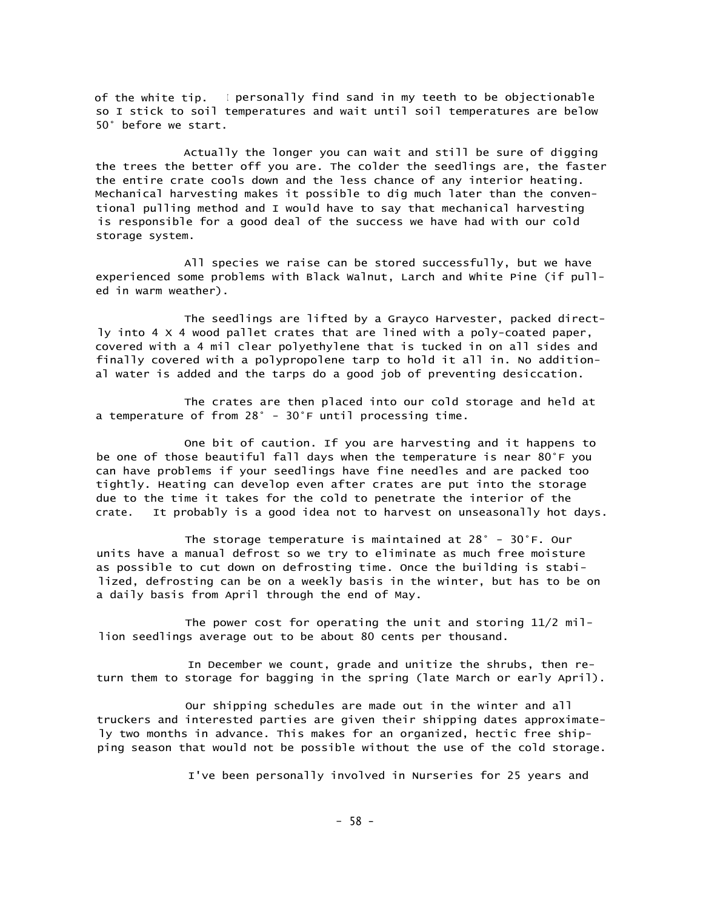of the white tip. I personally find sand in my teeth to be objectionable so I stick to soil temperatures and wait until soil temperatures are below 50° before we start.

Actually the longer you can wait and still be sure of digging the trees the better off you are. The colder the seedlings are, the faster the entire crate cools down and the less chance of any interior heating. Mechanical harvesting makes it possible to dig much later than the conventional pulling method and I would have to say that mechanical harvesting is responsible for a good deal of the success we have had with our cold storage system.

All species we raise can be stored successfully, but we have experienced some problems with Black Walnut, Larch and White Pine (if pulled in warm weather).

The seedlings are lifted by a Grayco Harvester, packed directly into 4 X 4 wood pallet crates that are lined with a poly-coated paper, covered with a 4 mil clear polyethylene that is tucked in on all sides and finally covered with a polypropolene tarp to hold it all in. No additional water is added and the tarps do a good job of preventing desiccation.

The crates are then placed into our cold storage and held at a temperature of from 28° - 30°F until processing time.

One bit of caution. If you are harvesting and it happens to be one of those beautiful fall days when the temperature is near 80°F you can have problems if your seedlings have fine needles and are packed too tightly. Heating can develop even after crates are put into the storage due to the time it takes for the cold to penetrate the interior of the crate. It probably is a good idea not to harvest on unseasonally hot days.

The storage temperature is maintained at 28° - 30°F. Our units have a manual defrost so we try to eliminate as much free moisture as possible to cut down on defrosting time. Once the building is stabilized, defrosting can be on a weekly basis in the winter, but has to be on a daily basis from April through the end of May.

The power cost for operating the unit and storing 11/2 million seedlings average out to be about 80 cents per thousand.

In December we count, grade and unitize the shrubs, then return them to storage for bagging in the spring (late March or early April).

Our shipping schedules are made out in the winter and all truckers and interested parties are given their shipping dates approximately two months in advance. This makes for an organized, hectic free shipping season that would not be possible without the use of the cold storage.

I've been personally involved in Nurseries for 25 years and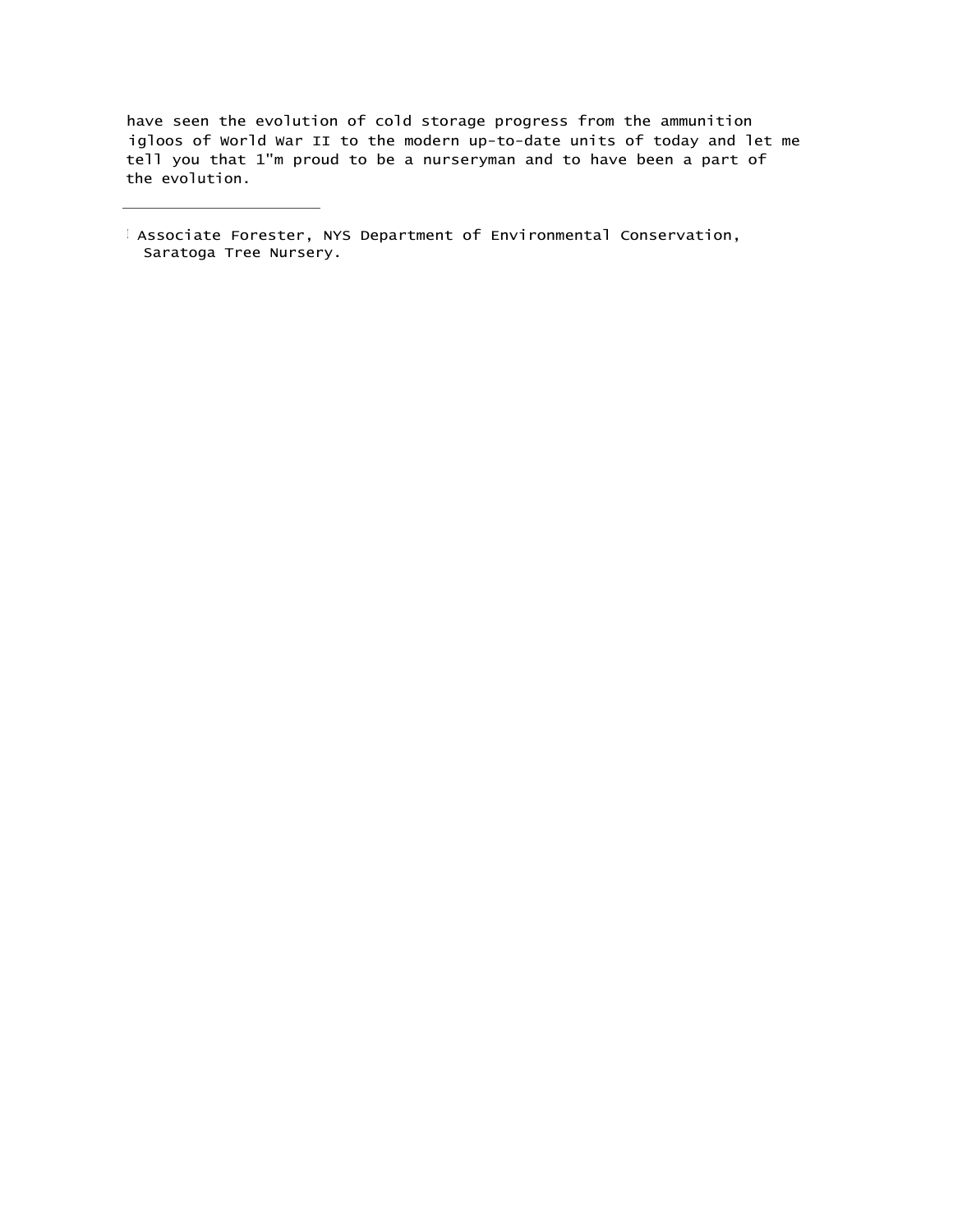have seen the evolution of cold storage progress from the ammunition igloos of World War II to the modern up-to-date units of today and let me tell you that 1"m proud to be a nurseryman and to have been a part of the evolution.

---

[1] Associate Forester, NYS Department of Environmental Conservation, Saratoga Tree Nursery.